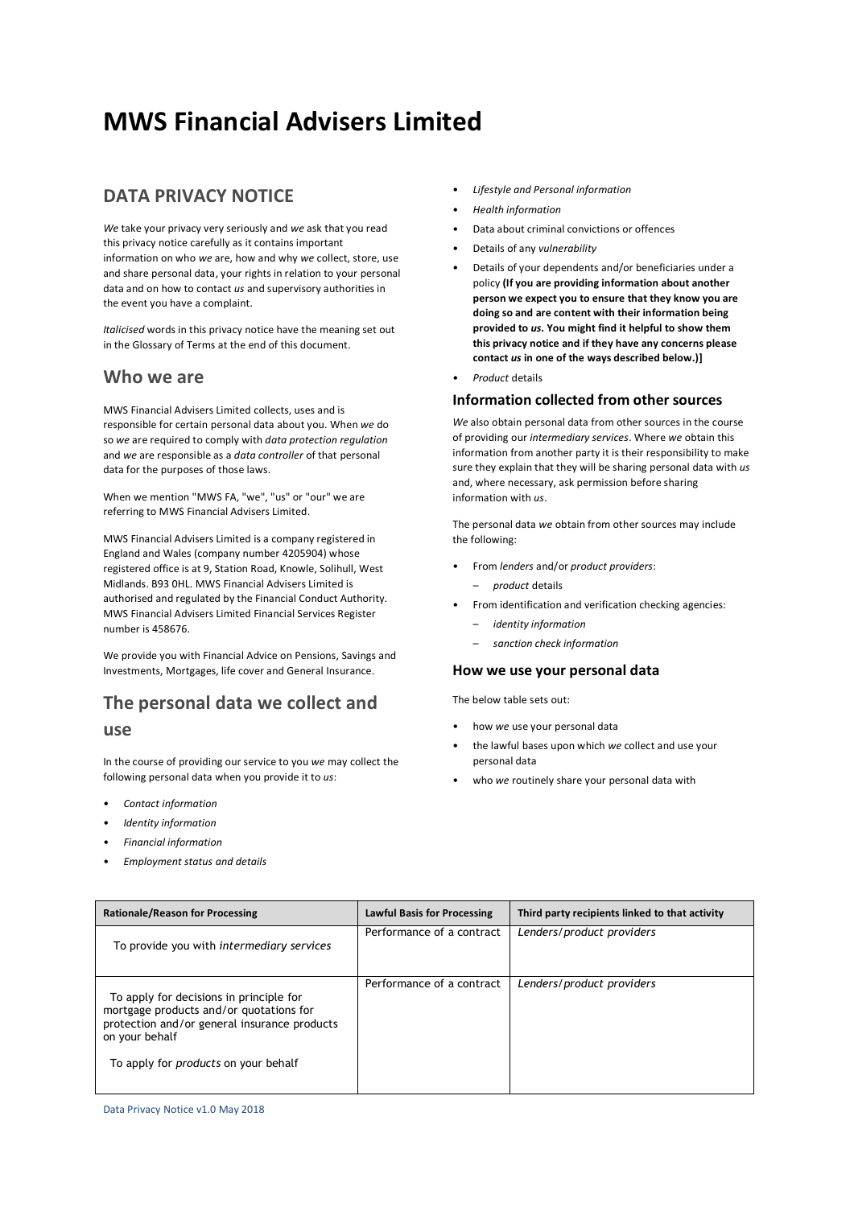# MWS Financial Advisers Limited

## DATA PRIVACY NOTICE

*We* take your privacy very seriously and *we* ask that you read this privacy notice carefully as it contains important information on who *we* are, how and why *we* collect, store, use and share personal data, your rights in relation to your personal data and on how to contact *us* and supervisory authorities in the event you have a complaint.

*Italicised* words in this privacy notice have the meaning set out in the Glossary of Terms at the end of this document.

## Who we are

MWS Financial Advisers Limited collects, uses and is responsible for certain personal data about you. When *we* do so *we* are required to comply with *data protection regulation* and *we* are responsible as a *data controller* of that personal data for the purposes of those laws.

When we mention "MWS FA, "we", "us" or "our" we are referring to MWS Financial Advisers Limited.

MWS Financial Advisers Limited is a company registered in England and Wales (company number 4205904) whose registered office is at 9, Station Road, Knowle, Solihull, West Midlands. B93 0HL. MWS Financial Advisers Limited is authorised and regulated by the Financial Conduct Authority. MWS Financial Advisers Limited Financial Services Register number is 458676.

We provide you with Financial Advice on Pensions, Savings and Investments, Mortgages, life cover and General Insurance.

## The personal data we collect and use

In the course of providing our service to you *we* may collect the following personal data when you provide it to *us*:

- *Contact information*
- *Identity information*
- *Financial information*
- *Employment status and details*
- *Lifestyle and Personal information*
- *Health information*
- Data about criminal convictions or offences
- Details of any *vulnerability*
- Details of your dependents and/or beneficiaries under a policy **(If you are providing information about another person we expect you to ensure that they know you are doing so and are content with their information being provided to *us*. You might find it helpful to show them this privacy notice and if they have any concerns please contact *us* in one of the ways described below.)]**
- *Product* details

### Information collected from other sources

*We* also obtain personal data from other sources in the course of providing our *intermediary services*. Where *we* obtain this information from another party it is their responsibility to make sure they explain that they will be sharing personal data with *us* and, where necessary, ask permission before sharing information with *us*.

The personal data *we* obtain from other sources may include the following:

- From *lenders* and/or *product providers*:
  - *product* details
- From identification and verification checking agencies:
  - *identity information*
  - *sanction check information*

### How we use your personal data

The below table sets out:

- how *we* use your personal data
- the lawful bases upon which *we* collect and use your personal data
- who *we* routinely share your personal data with

| Rationale/Reason for Processing | Lawful Basis for Processing | Third party recipients linked to that activity |
|---|---|---|
| To provide you with *intermediary services* | Performance of a contract | *Lenders*/*product providers* |
| To apply for decisions in principle for mortgage products and/or quotations for protection and/or general insurance products on your behalf<br><br>To apply for *products* on your behalf | Performance of a contract | *Lenders*/*product providers* |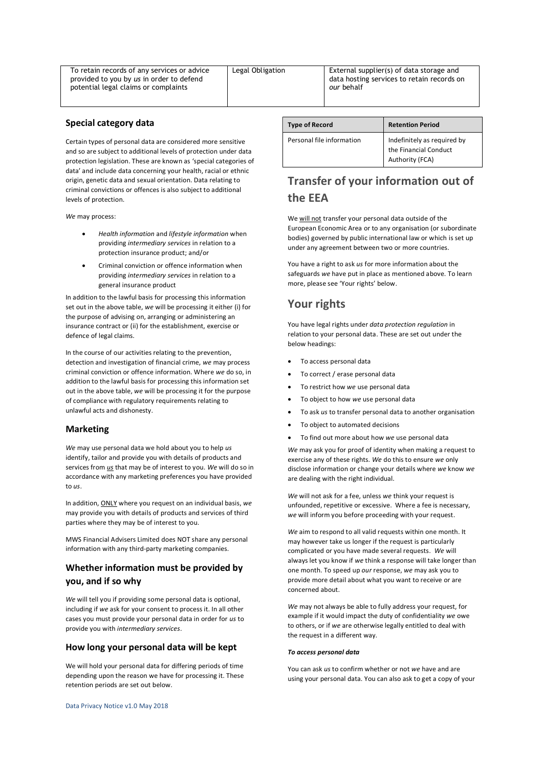| | | |
|---|---|---|
| To retain records of any services or advice provided to you by *us* in order to defend potential legal claims or complaints | Legal Obligation | External supplier(s) of data storage and data hosting services to retain records on *our* behalf |

## Special category data

Certain types of personal data are considered more sensitive and so are subject to additional levels of protection under data protection legislation. These are known as 'special categories of data' and include data concerning your health, racial or ethnic origin, genetic data and sexual orientation. Data relating to criminal convictions or offences is also subject to additional levels of protection.

*We* may process:

- *Health information* and *lifestyle information* when providing *intermediary services* in relation to a protection insurance product; and/or
- Criminal conviction or offence information when providing *intermediary services* in relation to a general insurance product

In addition to the lawful basis for processing this information set out in the above table, *we* will be processing it either (i) for the purpose of advising on, arranging or administering an insurance contract or (ii) for the establishment, exercise or defence of legal claims.

In the course of our activities relating to the prevention, detection and investigation of financial crime, *we* may process criminal conviction or offence information. Where *we* do so, in addition to the lawful basis for processing this information set out in the above table, *we* will be processing it for the purpose of compliance with regulatory requirements relating to unlawful acts and dishonesty.

## Marketing

*We* may use personal data we hold about you to help *us* identify, tailor and provide you with details of products and services from *us* that may be of interest to you. *We* will do so in accordance with any marketing preferences you have provided to *us*.

In addition, ONLY where you request on an individual basis, *we* may provide you with details of products and services of third parties where they may be of interest to you.

MWS Financial Advisers Limited does NOT share any personal information with any third-party marketing companies.

## Whether information must be provided by you, and if so why

*We* will tell you if providing some personal data is optional, including if *we* ask for your consent to process it. In all other cases you must provide your personal data in order for *us* to provide you with *intermediary services*.

## How long your personal data will be kept

We will hold your personal data for differing periods of time depending upon the reason we have for processing it. These retention periods are set out below.

| Type of Record | Retention Period |
|---|---|
| Personal file information | Indefinitely as required by the Financial Conduct Authority (FCA) |

# Transfer of your information out of the EEA

We will not transfer your personal data outside of the European Economic Area or to any organisation (or subordinate bodies) governed by public international law or which is set up under any agreement between two or more countries.

You have a right to ask *us* for more information about the safeguards *we* have put in place as mentioned above. To learn more, please see 'Your rights' below.

# Your rights

You have legal rights under *data protection regulation* in relation to your personal data. These are set out under the below headings:

- To access personal data
- To correct / erase personal data
- To restrict how *we* use personal data
- To object to how *we* use personal data
- To ask *us* to transfer personal data to another organisation
- To object to automated decisions
- To find out more about how *we* use personal data

*We* may ask you for proof of identity when making a request to exercise any of these rights. *We* do this to ensure *we* only disclose information or change your details where *we* know *we* are dealing with the right individual.

*We* will not ask for a fee, unless *we* think your request is unfounded, repetitive or excessive. Where a fee is necessary, *we* will inform you before proceeding with your request.

*We* aim to respond to all valid requests within one month. It may however take us longer if the request is particularly complicated or you have made several requests. *We* will always let you know if *we* think a response will take longer than one month. To speed up *our* response, *we* may ask you to provide more detail about what you want to receive or are concerned about.

*We* may not always be able to fully address your request, for example if it would impact the duty of confidentiality *we* owe to others, or if *we* are otherwise legally entitled to deal with the request in a different way.

***To access personal data***

You can ask *us* to confirm whether or not *we* have and are using your personal data. You can also ask to get a copy of your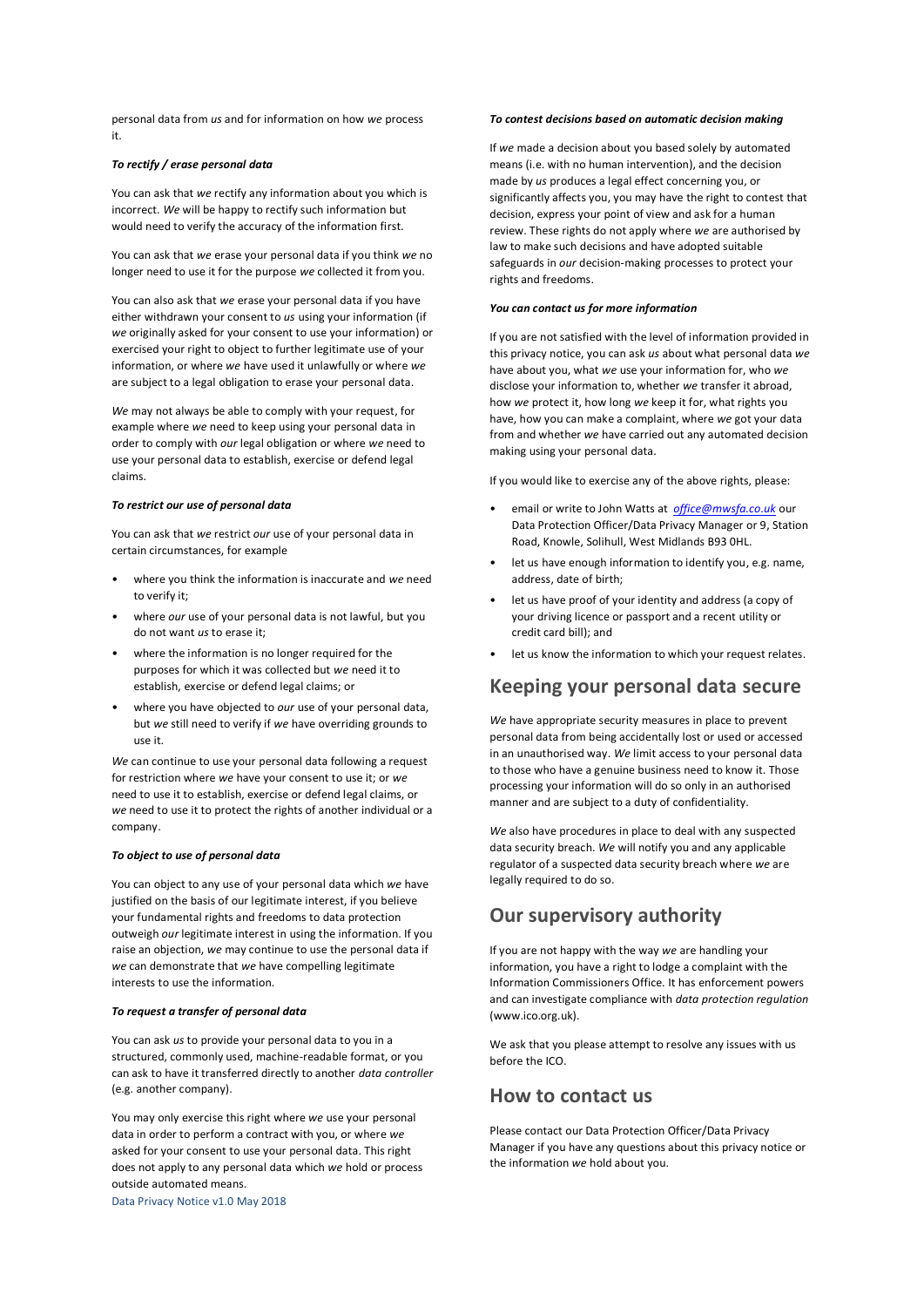personal data from *us* and for information on how *we* process it.

***To rectify / erase personal data***

You can ask that *we* rectify any information about you which is incorrect. *We* will be happy to rectify such information but would need to verify the accuracy of the information first.

You can ask that *we* erase your personal data if you think *we* no longer need to use it for the purpose *we* collected it from you.

You can also ask that *we* erase your personal data if you have either withdrawn your consent to *us* using your information (if *we* originally asked for your consent to use your information) or exercised your right to object to further legitimate use of your information, or where *we* have used it unlawfully or where *we* are subject to a legal obligation to erase your personal data.

*We* may not always be able to comply with your request, for example where *we* need to keep using your personal data in order to comply with *our* legal obligation or where *we* need to use your personal data to establish, exercise or defend legal claims.

***To restrict our use of personal data***

You can ask that *we* restrict *our* use of your personal data in certain circumstances, for example

- where you think the information is inaccurate and *we* need to verify it;
- where *our* use of your personal data is not lawful, but you do not want *us* to erase it;
- where the information is no longer required for the purposes for which it was collected but *we* need it to establish, exercise or defend legal claims; or
- where you have objected to *our* use of your personal data, but *we* still need to verify if *we* have overriding grounds to use it.

*We* can continue to use your personal data following a request for restriction where *we* have your consent to use it; or *we* need to use it to establish, exercise or defend legal claims, or *we* need to use it to protect the rights of another individual or a company.

***To object to use of personal data***

You can object to any use of your personal data which *we* have justified on the basis of our legitimate interest, if you believe your fundamental rights and freedoms to data protection outweigh *our* legitimate interest in using the information. If you raise an objection, *we* may continue to use the personal data if *we* can demonstrate that *we* have compelling legitimate interests to use the information.

***To request a transfer of personal data***

You can ask *us* to provide your personal data to you in a structured, commonly used, machine-readable format, or you can ask to have it transferred directly to another *data controller* (e.g. another company).

You may only exercise this right where *we* use your personal data in order to perform a contract with you, or where *we* asked for your consent to use your personal data. This right does not apply to any personal data which *we* hold or process outside automated means.

Data Privacy Notice v1.0 May 2018

***To contest decisions based on automatic decision making***

If *we* made a decision about you based solely by automated means (i.e. with no human intervention), and the decision made by *us* produces a legal effect concerning you, or significantly affects you, you may have the right to contest that decision, express your point of view and ask for a human review. These rights do not apply where *we* are authorised by law to make such decisions and have adopted suitable safeguards in *our* decision-making processes to protect your rights and freedoms.

***You can contact us for more information***

If you are not satisfied with the level of information provided in this privacy notice, you can ask *us* about what personal data *we* have about you, what *we* use your information for, who *we* disclose your information to, whether *we* transfer it abroad, how *we* protect it, how long *we* keep it for, what rights you have, how you can make a complaint, where *we* got your data from and whether *we* have carried out any automated decision making using your personal data.

If you would like to exercise any of the above rights, please:

- email or write to John Watts at *office@mwsfa.co.uk* our Data Protection Officer/Data Privacy Manager or 9, Station Road, Knowle, Solihull, West Midlands B93 0HL.
- let us have enough information to identify you, e.g. name, address, date of birth;
- let us have proof of your identity and address (a copy of your driving licence or passport and a recent utility or credit card bill); and
- let us know the information to which your request relates.

## Keeping your personal data secure

*We* have appropriate security measures in place to prevent personal data from being accidentally lost or used or accessed in an unauthorised way. *We* limit access to your personal data to those who have a genuine business need to know it. Those processing your information will do so only in an authorised manner and are subject to a duty of confidentiality.

*We* also have procedures in place to deal with any suspected data security breach. *We* will notify you and any applicable regulator of a suspected data security breach where *we* are legally required to do so.

## Our supervisory authority

If you are not happy with the way *we* are handling your information, you have a right to lodge a complaint with the Information Commissioners Office. It has enforcement powers and can investigate compliance with *data protection regulation* (www.ico.org.uk).

We ask that you please attempt to resolve any issues with us before the ICO.

## How to contact us

Please contact our Data Protection Officer/Data Privacy Manager if you have any questions about this privacy notice or the information *we* hold about you.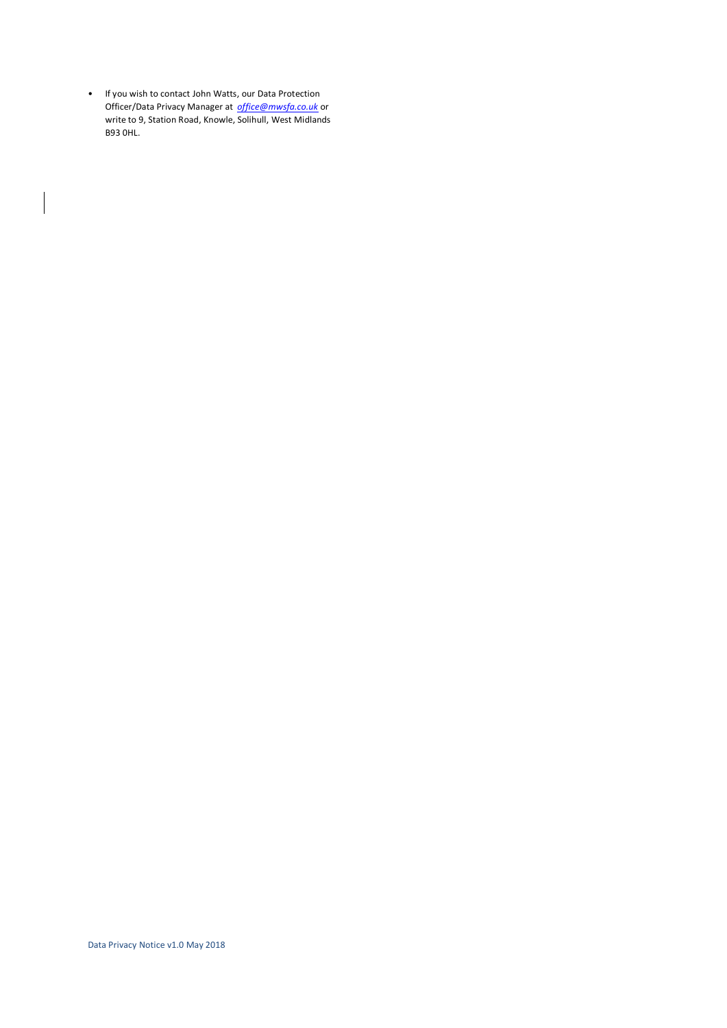- If you wish to contact John Watts, our Data Protection Officer/Data Privacy Manager at *office@mwsfa.co.uk* or write to 9, Station Road, Knowle, Solihull, West Midlands B93 0HL.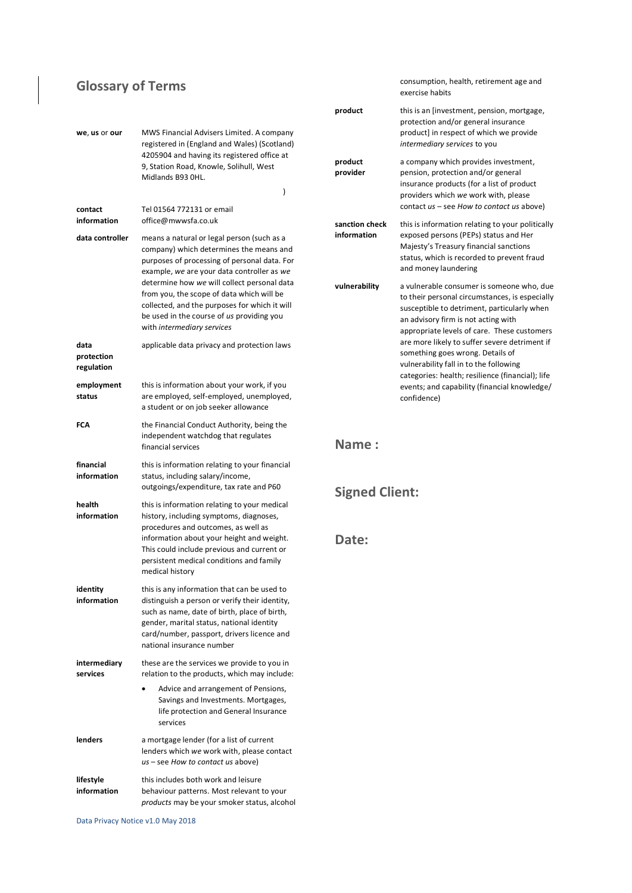## Glossary of Terms

| | |
|---|---|
| **we**, **us** or **our** | MWS Financial Advisers Limited. A company registered in (England and Wales) (Scotland) 4205904 and having its registered office at 9, Station Road, Knowle, Solihull, West Midlands B93 0HL. ) |
| **contact information** | Tel 01564 772131 or email office@mwwsfa.co.uk |
| **data controller** | means a natural or legal person (such as a company) which determines the means and purposes of processing of personal data. For example, *we* are your data controller as *we* determine how *we* will collect personal data from you, the scope of data which will be collected, and the purposes for which it will be used in the course of *us* providing you with *intermediary services* |
| **data protection regulation** | applicable data privacy and protection laws |
| **employment status** | this is information about your work, if you are employed, self-employed, unemployed, a student or on job seeker allowance |
| **FCA** | the Financial Conduct Authority, being the independent watchdog that regulates financial services |
| **financial information** | this is information relating to your financial status, including salary/income, outgoings/expenditure, tax rate and P60 |
| **health information** | this is information relating to your medical history, including symptoms, diagnoses, procedures and outcomes, as well as information about your height and weight. This could include previous and current or persistent medical conditions and family medical history |
| **identity information** | this is any information that can be used to distinguish a person or verify their identity, such as name, date of birth, place of birth, gender, marital status, national identity card/number, passport, drivers licence and national insurance number |
| **intermediary services** | these are the services we provide to you in relation to the products, which may include:<br>• Advice and arrangement of Pensions, Savings and Investments. Mortgages, life protection and General Insurance services |
| **lenders** | a mortgage lender (for a list of current lenders which *we* work with, please contact *us* – see *How to contact us* above) |
| **lifestyle information** | this includes both work and leisure behaviour patterns. Most relevant to your *products* may be your smoker status, alcohol consumption, health, retirement age and exercise habits |
| **product** | this is an [investment, pension, mortgage, protection and/or general insurance product] in respect of which we provide *intermediary services* to you |
| **product provider** | a company which provides investment, pension, protection and/or general insurance products (for a list of product providers which *we* work with, please contact *us* – see *How to contact us* above) |
| **sanction check information** | this is information relating to your politically exposed persons (PEPs) status and Her Majesty's Treasury financial sanctions status, which is recorded to prevent fraud and money laundering |
| **vulnerability** | a vulnerable consumer is someone who, due to their personal circumstances, is especially susceptible to detriment, particularly when an advisory firm is not acting with appropriate levels of care. These customers are more likely to suffer severe detriment if something goes wrong. Details of vulnerability fall in to the following categories: health; resilience (financial); life events; and capability (financial knowledge/ confidence) |

## Name :

## Signed Client:

## Date: